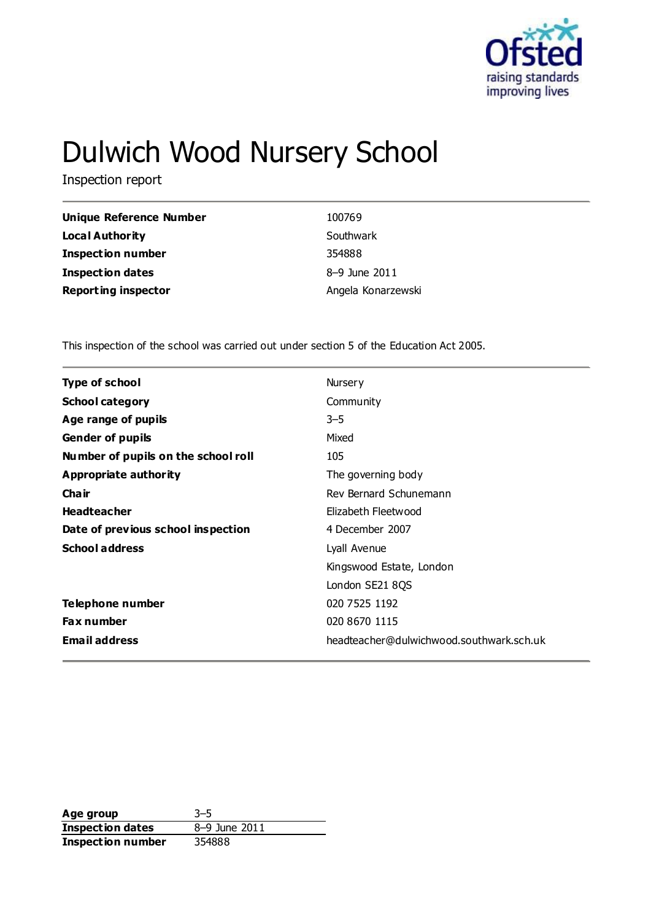Ofsted
raising standards
improving lives

# Dulwich Wood Nursery School

Inspection report

| | |
|---|---|
| **Unique Reference Number** | 100769 |
| **Local Authority** | Southwark |
| **Inspection number** | 354888 |
| **Inspection dates** | 8–9 June 2011 |
| **Reporting inspector** | Angela Konarzewski |

This inspection of the school was carried out under section 5 of the Education Act 2005.

| | |
|---|---|
| **Type of school** | Nursery |
| **School category** | Community |
| **Age range of pupils** | 3–5 |
| **Gender of pupils** | Mixed |
| **Number of pupils on the school roll** | 105 |
| **Appropriate authority** | The governing body |
| **Chair** | Rev Bernard Schunemann |
| **Headteacher** | Elizabeth Fleetwood |
| **Date of previous school inspection** | 4 December 2007 |
| **School address** | Lyall Avenue<br>Kingswood Estate, London<br>London SE21 8QS |
| **Telephone number** | 020 7525 1192 |
| **Fax number** | 020 8670 1115 |
| **Email address** | headteacher@dulwichwood.southwark.sch.uk |

| | |
|---|---|
| **Age group** | 3–5 |
| **Inspection dates** | 8–9 June 2011 |
| **Inspection number** | 354888 |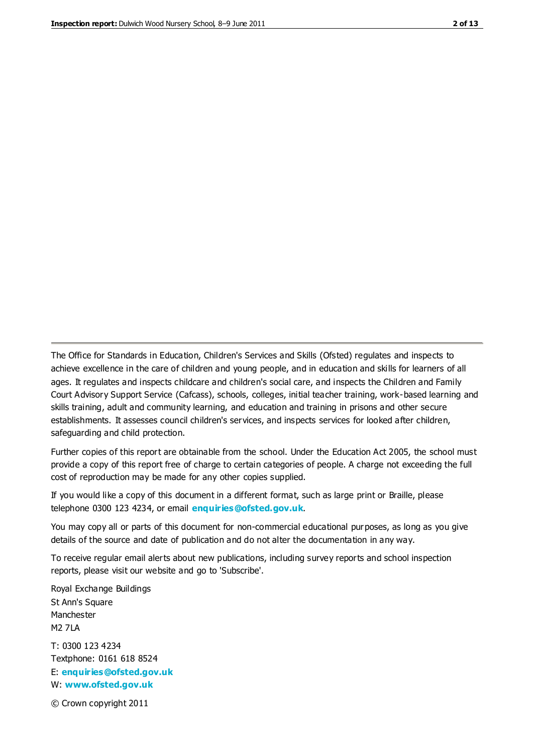The Office for Standards in Education, Children's Services and Skills (Ofsted) regulates and inspects to achieve excellence in the care of children and young people, and in education and skills for learners of all ages. It regulates and inspects childcare and children's social care, and inspects the Children and Family Court Advisory Support Service (Cafcass), schools, colleges, initial teacher training, work-based learning and skills training, adult and community learning, and education and training in prisons and other secure establishments. It assesses council children's services, and inspects services for looked after children, safeguarding and child protection.

Further copies of this report are obtainable from the school. Under the Education Act 2005, the school must provide a copy of this report free of charge to certain categories of people. A charge not exceeding the full cost of reproduction may be made for any other copies supplied.

If you would like a copy of this document in a different format, such as large print or Braille, please telephone 0300 123 4234, or email **enquiries@ofsted.gov.uk**.

You may copy all or parts of this document for non-commercial educational purposes, as long as you give details of the source and date of publication and do not alter the documentation in any way.

To receive regular email alerts about new publications, including survey reports and school inspection reports, please visit our website and go to 'Subscribe'.

Royal Exchange Buildings
St Ann's Square
Manchester
M2 7LA

T: 0300 123 4234
Textphone: 0161 618 8524
E: **enquiries@ofsted.gov.uk**
W: **www.ofsted.gov.uk**

© Crown copyright 2011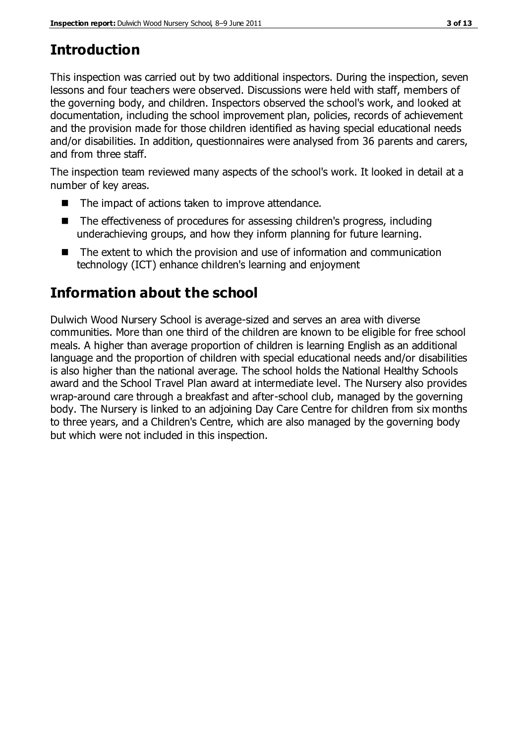## Introduction

This inspection was carried out by two additional inspectors. During the inspection, seven lessons and four teachers were observed. Discussions were held with staff, members of the governing body, and children. Inspectors observed the school's work, and looked at documentation, including the school improvement plan, policies, records of achievement and the provision made for those children identified as having special educational needs and/or disabilities. In addition, questionnaires were analysed from 36 parents and carers, and from three staff.

The inspection team reviewed many aspects of the school's work. It looked in detail at a number of key areas.

- The impact of actions taken to improve attendance.
- The effectiveness of procedures for assessing children's progress, including underachieving groups, and how they inform planning for future learning.
- The extent to which the provision and use of information and communication technology (ICT) enhance children's learning and enjoyment

## Information about the school

Dulwich Wood Nursery School is average-sized and serves an area with diverse communities. More than one third of the children are known to be eligible for free school meals. A higher than average proportion of children is learning English as an additional language and the proportion of children with special educational needs and/or disabilities is also higher than the national average. The school holds the National Healthy Schools award and the School Travel Plan award at intermediate level. The Nursery also provides wrap-around care through a breakfast and after-school club, managed by the governing body. The Nursery is linked to an adjoining Day Care Centre for children from six months to three years, and a Children's Centre, which are also managed by the governing body but which were not included in this inspection.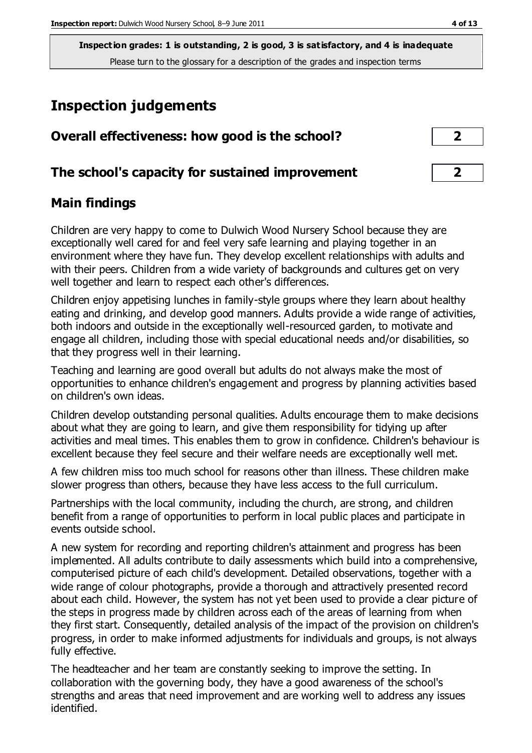**Inspection grades: 1 is outstanding, 2 is good, 3 is satisfactory, and 4 is inadequate**
Please turn to the glossary for a description of the grades and inspection terms

# Inspection judgements

| Overall effectiveness: how good is the school? | 2 |
|---|---|
| **The school's capacity for sustained improvement** | **2** |

## Main findings

Children are very happy to come to Dulwich Wood Nursery School because they are exceptionally well cared for and feel very safe learning and playing together in an environment where they have fun. They develop excellent relationships with adults and with their peers. Children from a wide variety of backgrounds and cultures get on very well together and learn to respect each other's differences.

Children enjoy appetising lunches in family-style groups where they learn about healthy eating and drinking, and develop good manners. Adults provide a wide range of activities, both indoors and outside in the exceptionally well-resourced garden, to motivate and engage all children, including those with special educational needs and/or disabilities, so that they progress well in their learning.

Teaching and learning are good overall but adults do not always make the most of opportunities to enhance children's engagement and progress by planning activities based on children's own ideas.

Children develop outstanding personal qualities. Adults encourage them to make decisions about what they are going to learn, and give them responsibility for tidying up after activities and meal times. This enables them to grow in confidence. Children's behaviour is excellent because they feel secure and their welfare needs are exceptionally well met.

A few children miss too much school for reasons other than illness. These children make slower progress than others, because they have less access to the full curriculum.

Partnerships with the local community, including the church, are strong, and children benefit from a range of opportunities to perform in local public places and participate in events outside school.

A new system for recording and reporting children's attainment and progress has been implemented. All adults contribute to daily assessments which build into a comprehensive, computerised picture of each child's development. Detailed observations, together with a wide range of colour photographs, provide a thorough and attractively presented record about each child. However, the system has not yet been used to provide a clear picture of the steps in progress made by children across each of the areas of learning from when they first start. Consequently, detailed analysis of the impact of the provision on children's progress, in order to make informed adjustments for individuals and groups, is not always fully effective.

The headteacher and her team are constantly seeking to improve the setting. In collaboration with the governing body, they have a good awareness of the school's strengths and areas that need improvement and are working well to address any issues identified.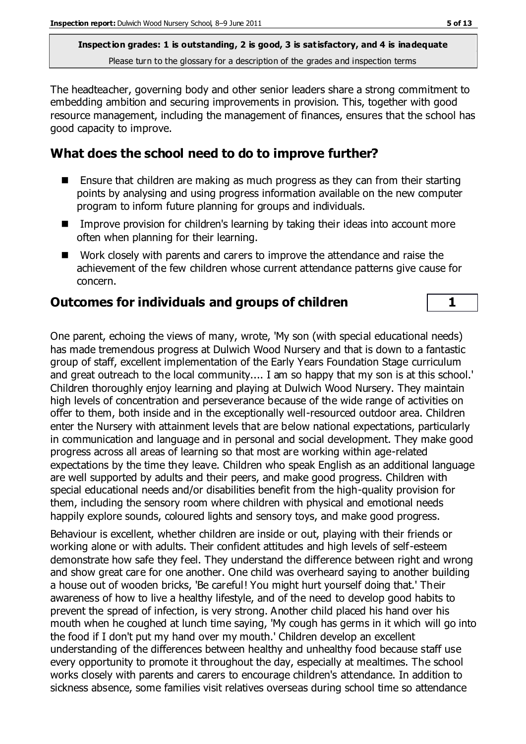The headteacher, governing body and other senior leaders share a strong commitment to embedding ambition and securing improvements in provision. This, together with good resource management, including the management of finances, ensures that the school has good capacity to improve.

## What does the school need to do to improve further?

- Ensure that children are making as much progress as they can from their starting points by analysing and using progress information available on the new computer program to inform future planning for groups and individuals.
- Improve provision for children's learning by taking their ideas into account more often when planning for their learning.
- Work closely with parents and carers to improve the attendance and raise the achievement of the few children whose current attendance patterns give cause for concern.

## Outcomes for individuals and groups of children | 1

One parent, echoing the views of many, wrote, 'My son (with special educational needs) has made tremendous progress at Dulwich Wood Nursery and that is down to a fantastic group of staff, excellent implementation of the Early Years Foundation Stage curriculum and great outreach to the local community.... I am so happy that my son is at this school.' Children thoroughly enjoy learning and playing at Dulwich Wood Nursery. They maintain high levels of concentration and perseverance because of the wide range of activities on offer to them, both inside and in the exceptionally well-resourced outdoor area. Children enter the Nursery with attainment levels that are below national expectations, particularly in communication and language and in personal and social development. They make good progress across all areas of learning so that most are working within age-related expectations by the time they leave. Children who speak English as an additional language are well supported by adults and their peers, and make good progress. Children with special educational needs and/or disabilities benefit from the high-quality provision for them, including the sensory room where children with physical and emotional needs happily explore sounds, coloured lights and sensory toys, and make good progress.

Behaviour is excellent, whether children are inside or out, playing with their friends or working alone or with adults. Their confident attitudes and high levels of self-esteem demonstrate how safe they feel. They understand the difference between right and wrong and show great care for one another. One child was overheard saying to another building a house out of wooden bricks, 'Be careful! You might hurt yourself doing that.' Their awareness of how to live a healthy lifestyle, and of the need to develop good habits to prevent the spread of infection, is very strong. Another child placed his hand over his mouth when he coughed at lunch time saying, 'My cough has germs in it which will go into the food if I don't put my hand over my mouth.' Children develop an excellent understanding of the differences between healthy and unhealthy food because staff use every opportunity to promote it throughout the day, especially at mealtimes. The school works closely with parents and carers to encourage children's attendance. In addition to sickness absence, some families visit relatives overseas during school time so attendance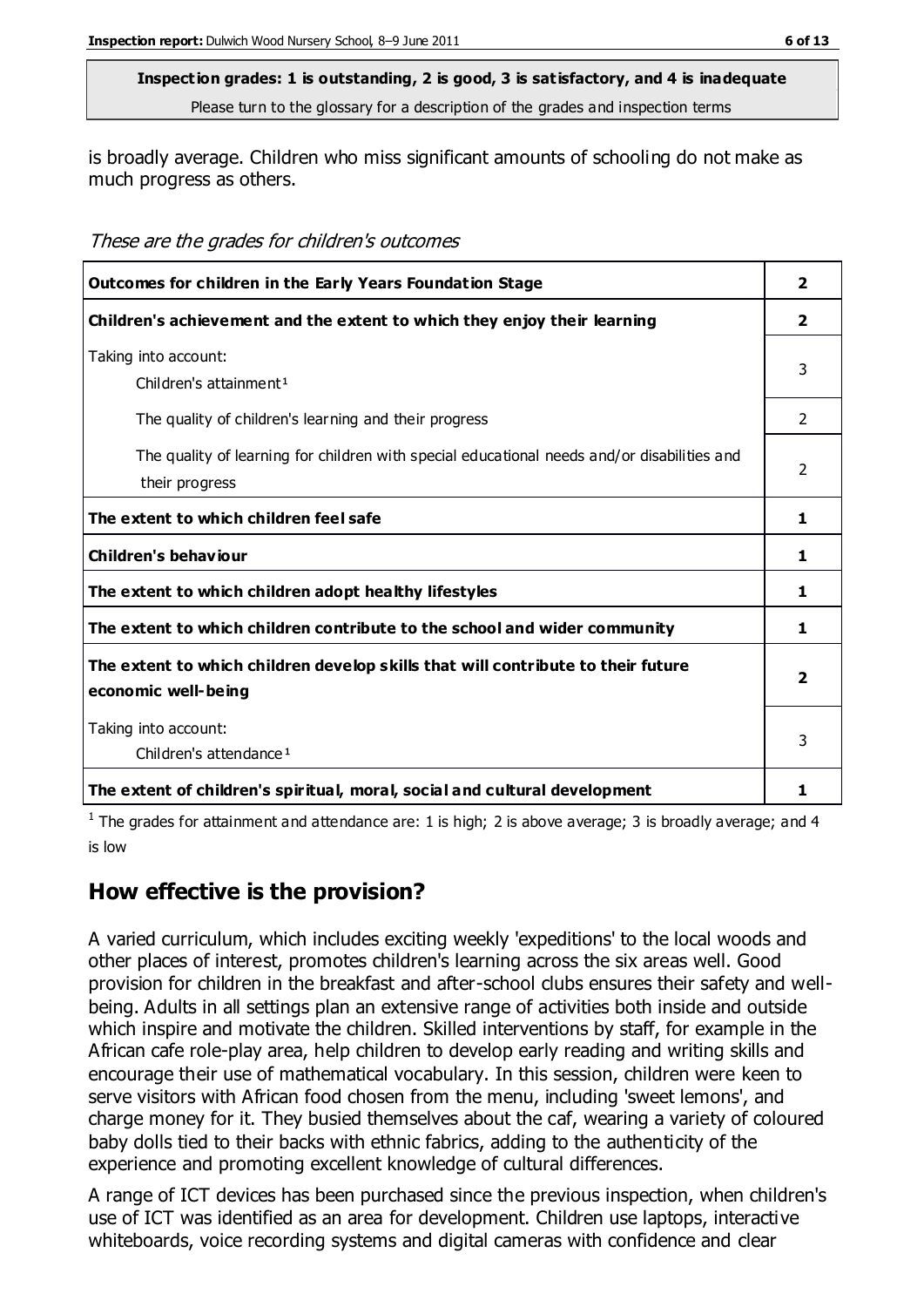**Inspection grades: 1 is outstanding, 2 is good, 3 is satisfactory, and 4 is inadequate**
Please turn to the glossary for a description of the grades and inspection terms

is broadly average. Children who miss significant amounts of schooling do not make as much progress as others.

*These are the grades for children's outcomes*

| | |
|---|---|
| **Outcomes for children in the Early Years Foundation Stage** | **2** |
| **Children's achievement and the extent to which they enjoy their learning** | **2** |
| Taking into account: Children's attainment[1] | 3 |
| The quality of children's learning and their progress | 2 |
| The quality of learning for children with special educational needs and/or disabilities and their progress | 2 |
| **The extent to which children feel safe** | **1** |
| **Children's behaviour** | **1** |
| **The extent to which children adopt healthy lifestyles** | **1** |
| **The extent to which children contribute to the school and wider community** | **1** |
| **The extent to which children develop skills that will contribute to their future economic well-being** | **2** |
| Taking into account: Children's attendance[1] | 3 |
| **The extent of children's spiritual, moral, social and cultural development** | **1** |

[1] The grades for attainment and attendance are: 1 is high; 2 is above average; 3 is broadly average; and 4 is low

## How effective is the provision?

A varied curriculum, which includes exciting weekly 'expeditions' to the local woods and other places of interest, promotes children's learning across the six areas well. Good provision for children in the breakfast and after-school clubs ensures their safety and well-being. Adults in all settings plan an extensive range of activities both inside and outside which inspire and motivate the children. Skilled interventions by staff, for example in the African cafe role-play area, help children to develop early reading and writing skills and encourage their use of mathematical vocabulary. In this session, children were keen to serve visitors with African food chosen from the menu, including 'sweet lemons', and charge money for it. They busied themselves about the caf, wearing a variety of coloured baby dolls tied to their backs with ethnic fabrics, adding to the authenticity of the experience and promoting excellent knowledge of cultural differences.

A range of ICT devices has been purchased since the previous inspection, when children's use of ICT was identified as an area for development. Children use laptops, interactive whiteboards, voice recording systems and digital cameras with confidence and clear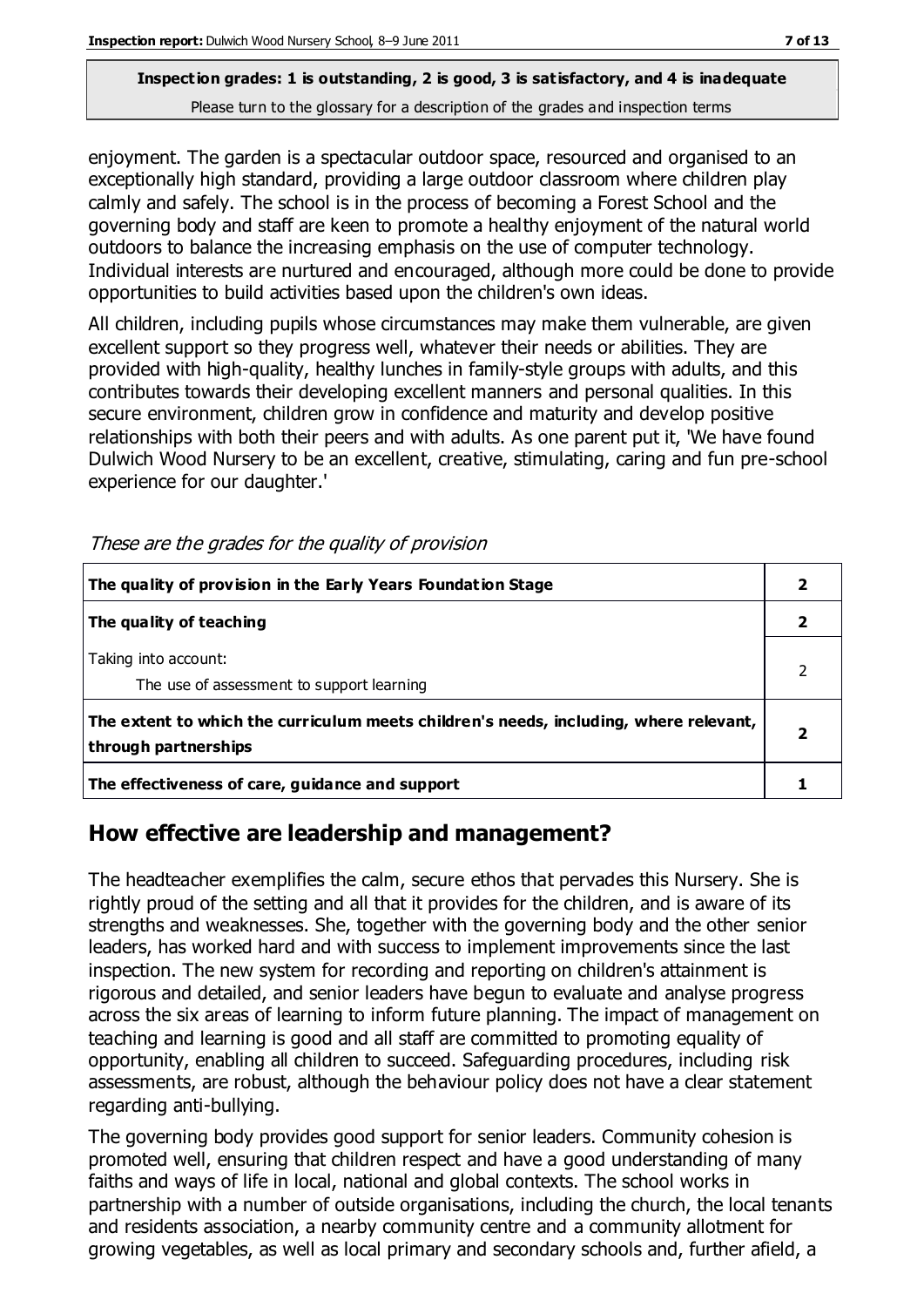enjoyment. The garden is a spectacular outdoor space, resourced and organised to an exceptionally high standard, providing a large outdoor classroom where children play calmly and safely. The school is in the process of becoming a Forest School and the governing body and staff are keen to promote a healthy enjoyment of the natural world outdoors to balance the increasing emphasis on the use of computer technology. Individual interests are nurtured and encouraged, although more could be done to provide opportunities to build activities based upon the children's own ideas.

All children, including pupils whose circumstances may make them vulnerable, are given excellent support so they progress well, whatever their needs or abilities. They are provided with high-quality, healthy lunches in family-style groups with adults, and this contributes towards their developing excellent manners and personal qualities. In this secure environment, children grow in confidence and maturity and develop positive relationships with both their peers and with adults. As one parent put it, 'We have found Dulwich Wood Nursery to be an excellent, creative, stimulating, caring and fun pre-school experience for our daughter.'

*These are the grades for the quality of provision*

| | |
|---|---|
| **The quality of provision in the Early Years Foundation Stage** | **2** |
| **The quality of teaching** | **2** |
| Taking into account: The use of assessment to support learning | 2 |
| **The extent to which the curriculum meets children's needs, including, where relevant, through partnerships** | **2** |
| **The effectiveness of care, guidance and support** | **1** |

## How effective are leadership and management?

The headteacher exemplifies the calm, secure ethos that pervades this Nursery. She is rightly proud of the setting and all that it provides for the children, and is aware of its strengths and weaknesses. She, together with the governing body and the other senior leaders, has worked hard and with success to implement improvements since the last inspection. The new system for recording and reporting on children's attainment is rigorous and detailed, and senior leaders have begun to evaluate and analyse progress across the six areas of learning to inform future planning. The impact of management on teaching and learning is good and all staff are committed to promoting equality of opportunity, enabling all children to succeed. Safeguarding procedures, including risk assessments, are robust, although the behaviour policy does not have a clear statement regarding anti-bullying.

The governing body provides good support for senior leaders. Community cohesion is promoted well, ensuring that children respect and have a good understanding of many faiths and ways of life in local, national and global contexts. The school works in partnership with a number of outside organisations, including the church, the local tenants and residents association, a nearby community centre and a community allotment for growing vegetables, as well as local primary and secondary schools and, further afield, a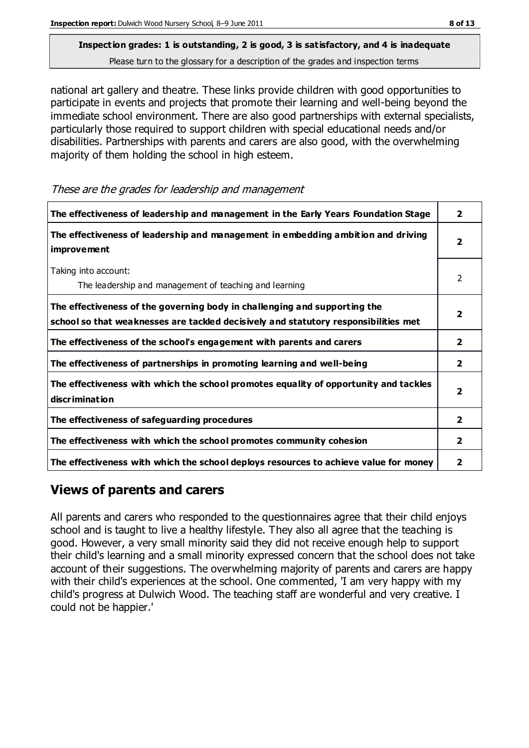national art gallery and theatre. These links provide children with good opportunities to participate in events and projects that promote their learning and well-being beyond the immediate school environment. There are also good partnerships with external specialists, particularly those required to support children with special educational needs and/or disabilities. Partnerships with parents and carers are also good, with the overwhelming majority of them holding the school in high esteem.

*These are the grades for leadership and management*

| | |
|---|---|
| **The effectiveness of leadership and management in the Early Years Foundation Stage** | **2** |
| **The effectiveness of leadership and management in embedding ambition and driving improvement** | **2** |
| Taking into account: The leadership and management of teaching and learning | 2 |
| **The effectiveness of the governing body in challenging and supporting the school so that weaknesses are tackled decisively and statutory responsibilities met** | **2** |
| **The effectiveness of the school's engagement with parents and carers** | **2** |
| **The effectiveness of partnerships in promoting learning and well-being** | **2** |
| **The effectiveness with which the school promotes equality of opportunity and tackles discrimination** | **2** |
| **The effectiveness of safeguarding procedures** | **2** |
| **The effectiveness with which the school promotes community cohesion** | **2** |
| **The effectiveness with which the school deploys resources to achieve value for money** | **2** |

## Views of parents and carers

All parents and carers who responded to the questionnaires agree that their child enjoys school and is taught to live a healthy lifestyle. They also all agree that the teaching is good. However, a very small minority said they did not receive enough help to support their child's learning and a small minority expressed concern that the school does not take account of their suggestions. The overwhelming majority of parents and carers are happy with their child's experiences at the school. One commented, 'I am very happy with my child's progress at Dulwich Wood. The teaching staff are wonderful and very creative. I could not be happier.'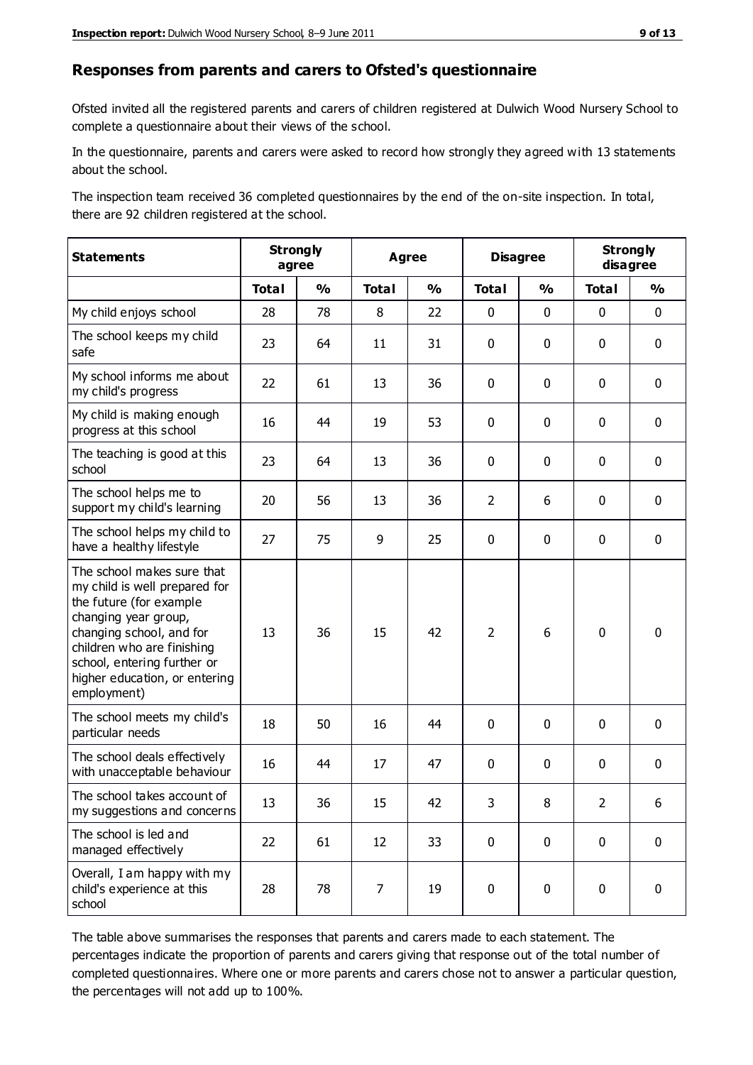## Responses from parents and carers to Ofsted's questionnaire

Ofsted invited all the registered parents and carers of children registered at Dulwich Wood Nursery School to complete a questionnaire about their views of the school.

In the questionnaire, parents and carers were asked to record how strongly they agreed with 13 statements about the school.

The inspection team received 36 completed questionnaires by the end of the on-site inspection. In total, there are 92 children registered at the school.

| Statements | Strongly agree | | Agree | | Disagree | | Strongly disagree | |
|---|---|---|---|---|---|---|---|---|
| | Total | % | Total | % | Total | % | Total | % |
| My child enjoys school | 28 | 78 | 8 | 22 | 0 | 0 | 0 | 0 |
| The school keeps my child safe | 23 | 64 | 11 | 31 | 0 | 0 | 0 | 0 |
| My school informs me about my child's progress | 22 | 61 | 13 | 36 | 0 | 0 | 0 | 0 |
| My child is making enough progress at this school | 16 | 44 | 19 | 53 | 0 | 0 | 0 | 0 |
| The teaching is good at this school | 23 | 64 | 13 | 36 | 0 | 0 | 0 | 0 |
| The school helps me to support my child's learning | 20 | 56 | 13 | 36 | 2 | 6 | 0 | 0 |
| The school helps my child to have a healthy lifestyle | 27 | 75 | 9 | 25 | 0 | 0 | 0 | 0 |
| The school makes sure that my child is well prepared for the future (for example changing year group, changing school, and for children who are finishing school, entering further or higher education, or entering employment) | 13 | 36 | 15 | 42 | 2 | 6 | 0 | 0 |
| The school meets my child's particular needs | 18 | 50 | 16 | 44 | 0 | 0 | 0 | 0 |
| The school deals effectively with unacceptable behaviour | 16 | 44 | 17 | 47 | 0 | 0 | 0 | 0 |
| The school takes account of my suggestions and concerns | 13 | 36 | 15 | 42 | 3 | 8 | 2 | 6 |
| The school is led and managed effectively | 22 | 61 | 12 | 33 | 0 | 0 | 0 | 0 |
| Overall, I am happy with my child's experience at this school | 28 | 78 | 7 | 19 | 0 | 0 | 0 | 0 |

The table above summarises the responses that parents and carers made to each statement. The percentages indicate the proportion of parents and carers giving that response out of the total number of completed questionnaires. Where one or more parents and carers chose not to answer a particular question, the percentages will not add up to 100%.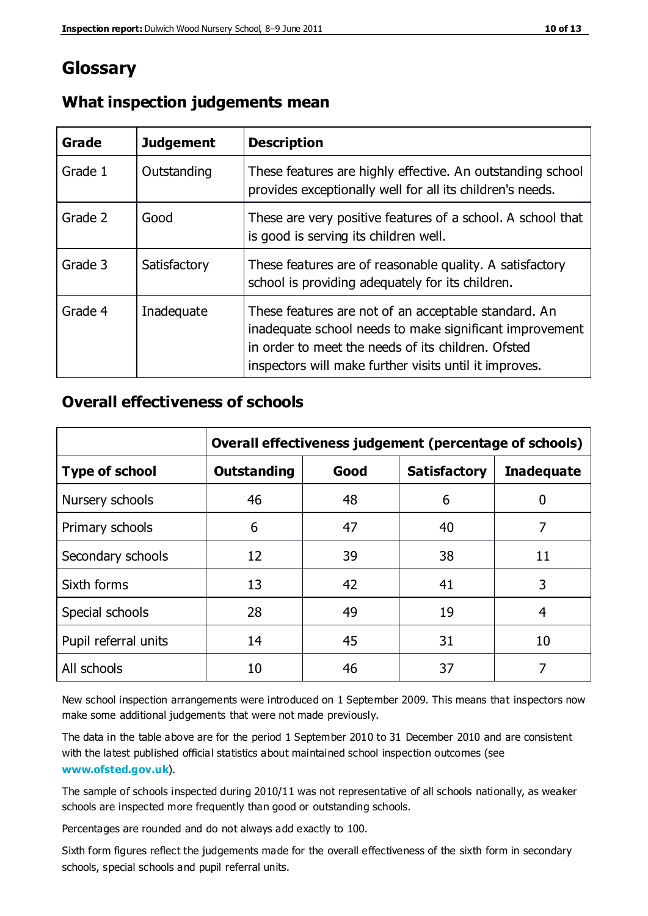# Glossary

## What inspection judgements mean

| Grade | Judgement | Description |
| --- | --- | --- |
| Grade 1 | Outstanding | These features are highly effective. An outstanding school provides exceptionally well for all its children's needs. |
| Grade 2 | Good | These are very positive features of a school. A school that is good is serving its children well. |
| Grade 3 | Satisfactory | These features are of reasonable quality. A satisfactory school is providing adequately for its children. |
| Grade 4 | Inadequate | These features are not of an acceptable standard. An inadequate school needs to make significant improvement in order to meet the needs of its children. Ofsted inspectors will make further visits until it improves. |

## Overall effectiveness of schools

| | Overall effectiveness judgement (percentage of schools) | | | |
| --- | --- | --- | --- | --- |
| **Type of school** | **Outstanding** | **Good** | **Satisfactory** | **Inadequate** |
| Nursery schools | 46 | 48 | 6 | 0 |
| Primary schools | 6 | 47 | 40 | 7 |
| Secondary schools | 12 | 39 | 38 | 11 |
| Sixth forms | 13 | 42 | 41 | 3 |
| Special schools | 28 | 49 | 19 | 4 |
| Pupil referral units | 14 | 45 | 31 | 10 |
| All schools | 10 | 46 | 37 | 7 |

New school inspection arrangements were introduced on 1 September 2009. This means that inspectors now make some additional judgements that were not made previously.

The data in the table above are for the period 1 September 2010 to 31 December 2010 and are consistent with the latest published official statistics about maintained school inspection outcomes (see **www.ofsted.gov.uk**).

The sample of schools inspected during 2010/11 was not representative of all schools nationally, as weaker schools are inspected more frequently than good or outstanding schools.

Percentages are rounded and do not always add exactly to 100.

Sixth form figures reflect the judgements made for the overall effectiveness of the sixth form in secondary schools, special schools and pupil referral units.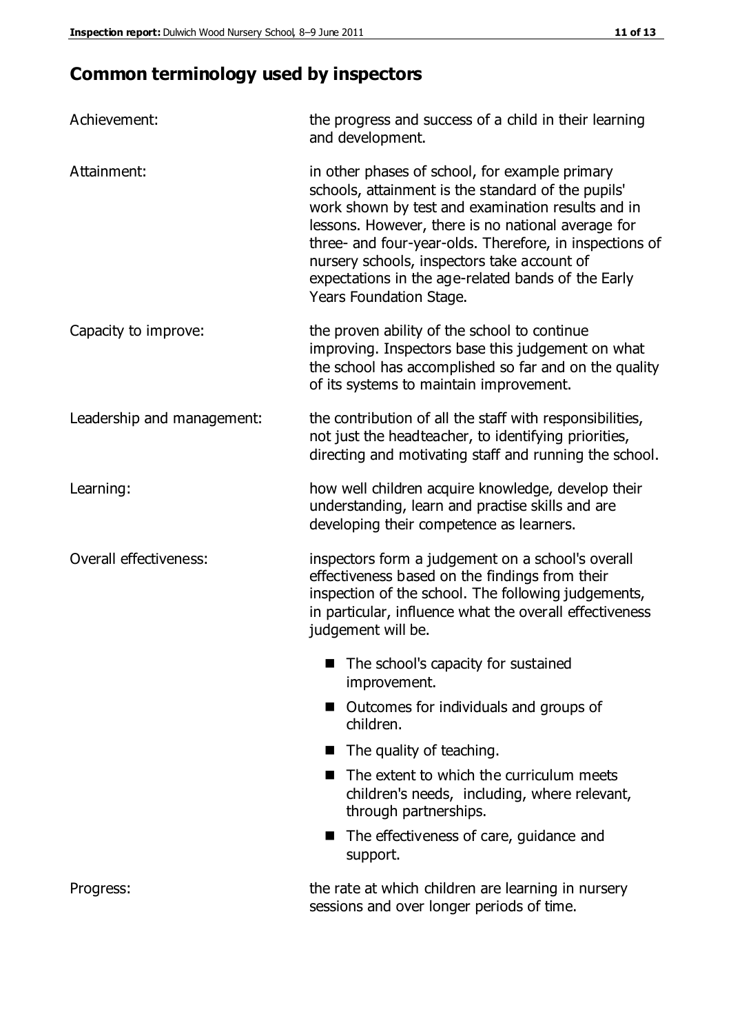## Common terminology used by inspectors

| | |
|---|---|
| Achievement: | the progress and success of a child in their learning and development. |
| Attainment: | in other phases of school, for example primary schools, attainment is the standard of the pupils' work shown by test and examination results and in lessons. However, there is no national average for three- and four-year-olds. Therefore, in inspections of nursery schools, inspectors take account of expectations in the age-related bands of the Early Years Foundation Stage. |
| Capacity to improve: | the proven ability of the school to continue improving. Inspectors base this judgement on what the school has accomplished so far and on the quality of its systems to maintain improvement. |
| Leadership and management: | the contribution of all the staff with responsibilities, not just the headteacher, to identifying priorities, directing and motivating staff and running the school. |
| Learning: | how well children acquire knowledge, develop their understanding, learn and practise skills and are developing their competence as learners. |
| Overall effectiveness: | inspectors form a judgement on a school's overall effectiveness based on the findings from their inspection of the school. The following judgements, in particular, influence what the overall effectiveness judgement will be.<br>■ The school's capacity for sustained improvement.<br>■ Outcomes for individuals and groups of children.<br>■ The quality of teaching.<br>■ The extent to which the curriculum meets children's needs, including, where relevant, through partnerships.<br>■ The effectiveness of care, guidance and support. |
| Progress: | the rate at which children are learning in nursery sessions and over longer periods of time. |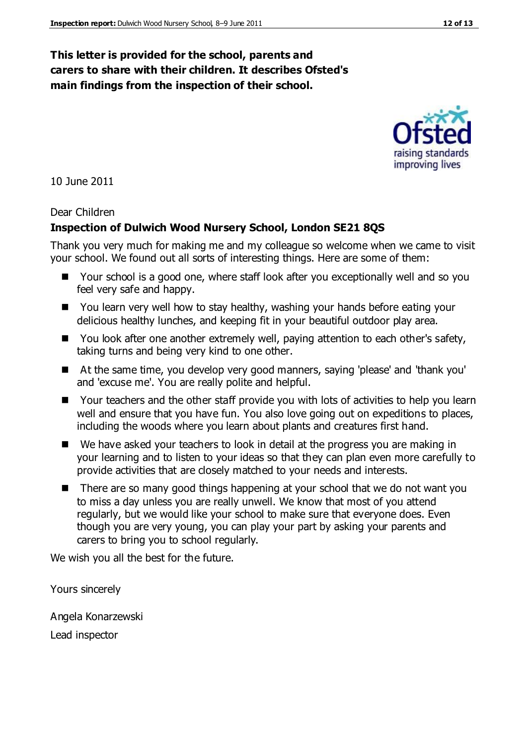**This letter is provided for the school, parents and carers to share with their children. It describes Ofsted's main findings from the inspection of their school.**

10 June 2011

Dear Children

**Inspection of Dulwich Wood Nursery School, London SE21 8QS**

Thank you very much for making me and my colleague so welcome when we came to visit your school. We found out all sorts of interesting things. Here are some of them:

- Your school is a good one, where staff look after you exceptionally well and so you feel very safe and happy.
- You learn very well how to stay healthy, washing your hands before eating your delicious healthy lunches, and keeping fit in your beautiful outdoor play area.
- You look after one another extremely well, paying attention to each other's safety, taking turns and being very kind to one other.
- At the same time, you develop very good manners, saying 'please' and 'thank you' and 'excuse me'. You are really polite and helpful.
- Your teachers and the other staff provide you with lots of activities to help you learn well and ensure that you have fun. You also love going out on expeditions to places, including the woods where you learn about plants and creatures first hand.
- We have asked your teachers to look in detail at the progress you are making in your learning and to listen to your ideas so that they can plan even more carefully to provide activities that are closely matched to your needs and interests.
- There are so many good things happening at your school that we do not want you to miss a day unless you are really unwell. We know that most of you attend regularly, but we would like your school to make sure that everyone does. Even though you are very young, you can play your part by asking your parents and carers to bring you to school regularly.

We wish you all the best for the future.

Yours sincerely

Angela Konarzewski

Lead inspector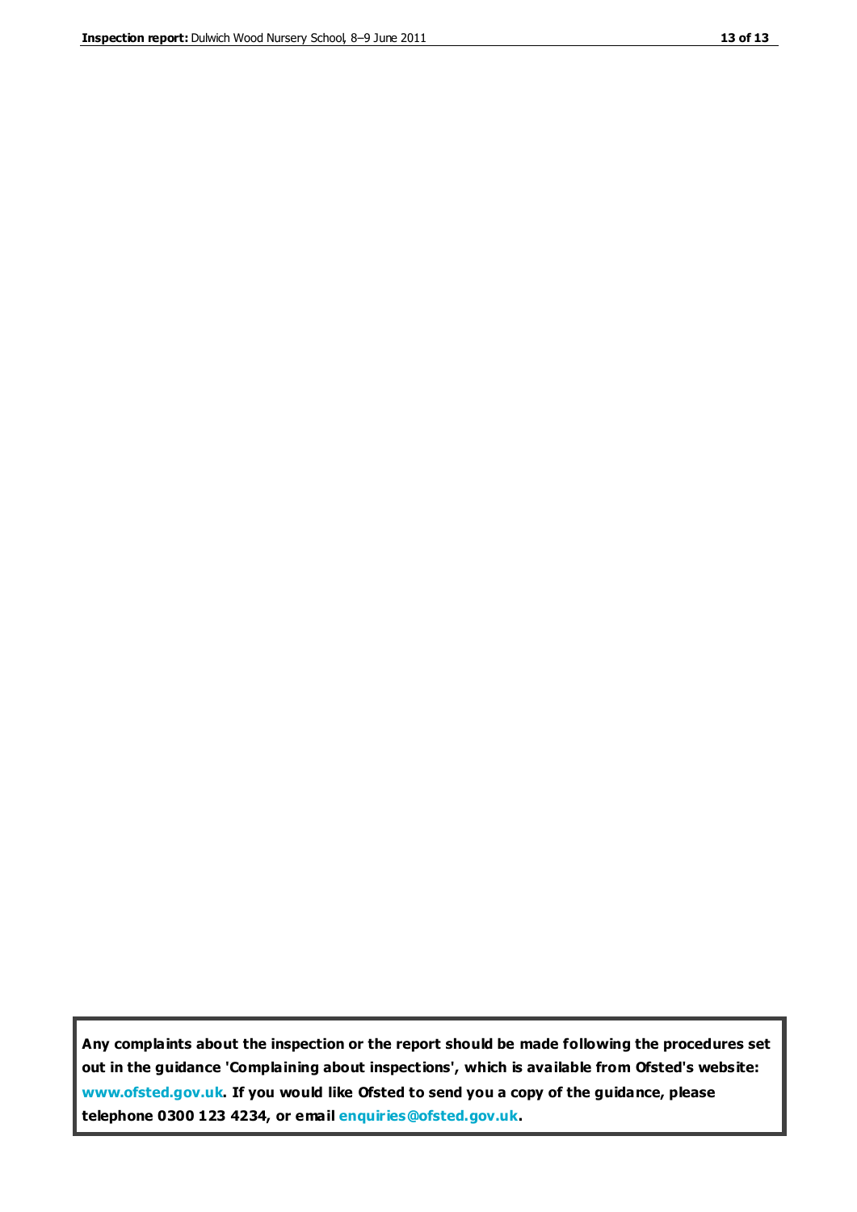**Any complaints about the inspection or the report should be made following the procedures set out in the guidance 'Complaining about inspections', which is available from Ofsted's website: www.ofsted.gov.uk. If you would like Ofsted to send you a copy of the guidance, please telephone 0300 123 4234, or email enquiries@ofsted.gov.uk.**